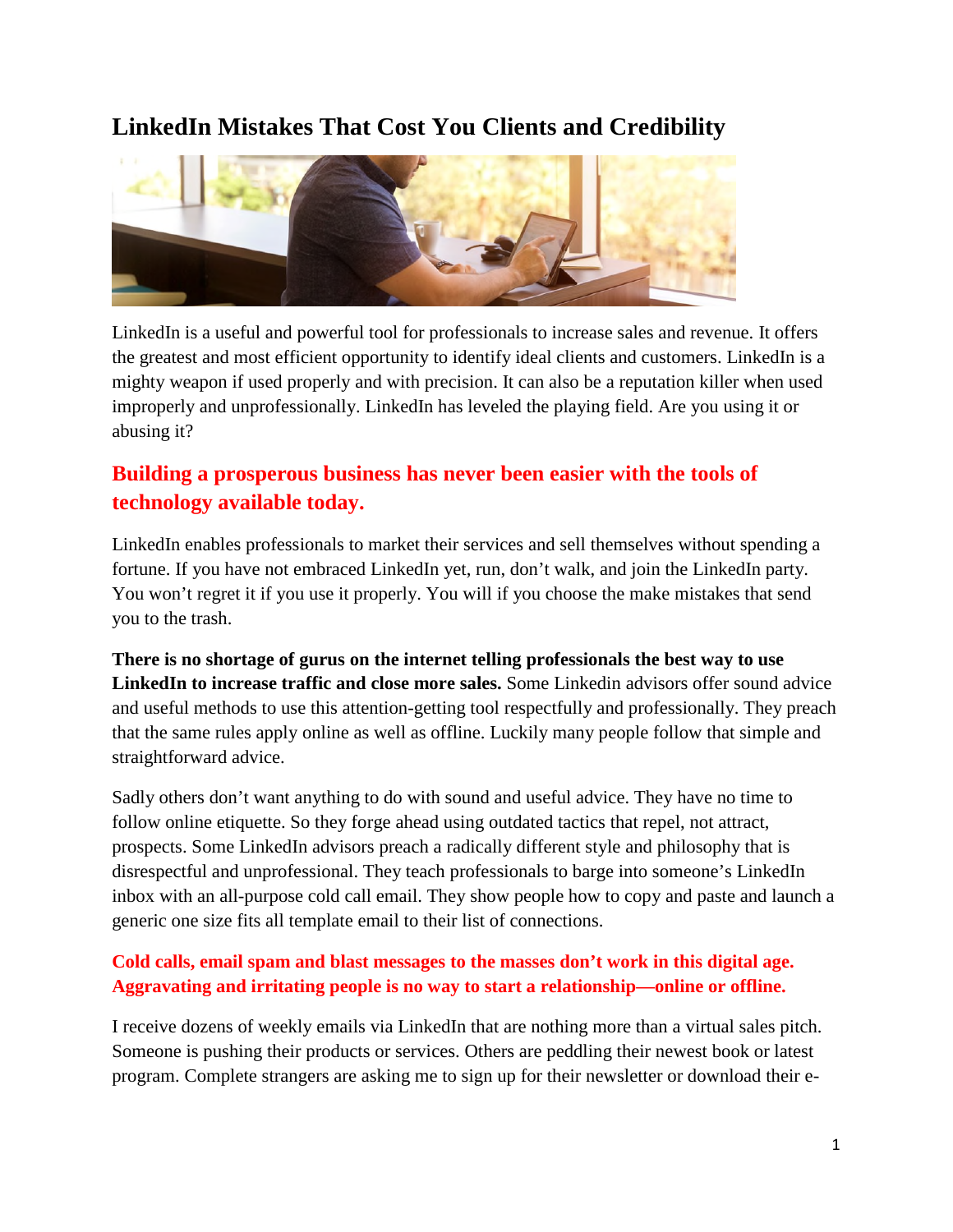# LinkedIn Mistakes That Cost You Clients and Credibility

LinkedIn is a useful and powerful tool for professionals to increase sales and revenue. It offers the greatest and most efficient opportunity to identify ideal clients and customers. LinkedIn is a mighty weapon if used properly and with precision. It can also be a reputation killer when used improperly and unprofessionally. LinkedIn has leveled the playing field. Are you using it or abusing it?

## Building a prosperous business has never been easier with the tools of technology available today.

LinkedIn enables professionals to market their services and sell themselves without spending a fortune. If you have not embraced LinkedIn yet, run, don't walk, and join the LinkedIn party. You won't regret it if you use it properly. You will if you choose the make mistakes that send you to the trash.

**There is no shortage of gurus on the internet telling professionals the best way to use LinkedIn to increase traffic and close more sales.** Some Linkedin advisors offer sound advice and useful methods to use this attention-getting tool respectfully and professionally. They preach that the same rules apply online as well as offline. Luckily many people follow that simple and straightforward advice.

Sadly others don't want anything to do with sound and useful advice. They have no time to follow online etiquette. So they forge ahead using outdated tactics that repel, not attract, prospects. Some LinkedIn advisors preach a radically different style and philosophy that is disrespectful and unprofessional. They teach professionals to barge into someone's LinkedIn inbox with an all-purpose cold call email. They show people how to copy and paste and launch a generic one size fits all template email to their list of connections.

**Cold calls, email spam and blast messages to the masses don't work in this digital age. Aggravating and irritating people is no way to start a relationship—online or offline.**

I receive dozens of weekly emails via LinkedIn that are nothing more than a virtual sales pitch. Someone is pushing their products or services. Others are peddling their newest book or latest program. Complete strangers are asking me to sign up for their newsletter or download their e-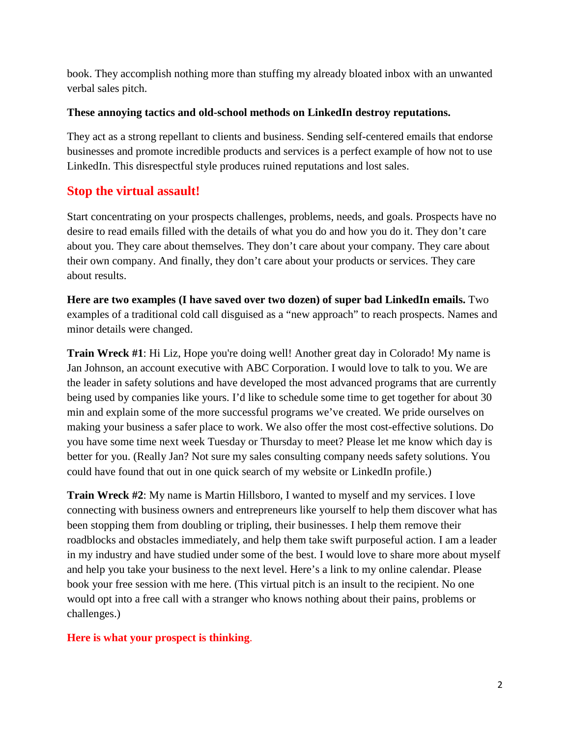book. They accomplish nothing more than stuffing my already bloated inbox with an unwanted verbal sales pitch.

**These annoying tactics and old-school methods on LinkedIn destroy reputations.**

They act as a strong repellant to clients and business. Sending self-centered emails that endorse businesses and promote incredible products and services is a perfect example of how not to use LinkedIn. This disrespectful style produces ruined reputations and lost sales.

## Stop the virtual assault!

Start concentrating on your prospects challenges, problems, needs, and goals. Prospects have no desire to read emails filled with the details of what you do and how you do it. They don't care about you. They care about themselves. They don't care about your company. They care about their own company. And finally, they don't care about your products or services. They care about results.

**Here are two examples (I have saved over two dozen) of super bad LinkedIn emails.** Two examples of a traditional cold call disguised as a "new approach" to reach prospects. Names and minor details were changed.

**Train Wreck #1**: Hi Liz, Hope you're doing well! Another great day in Colorado! My name is Jan Johnson, an account executive with ABC Corporation. I would love to talk to you. We are the leader in safety solutions and have developed the most advanced programs that are currently being used by companies like yours. I'd like to schedule some time to get together for about 30 min and explain some of the more successful programs we've created. We pride ourselves on making your business a safer place to work. We also offer the most cost-effective solutions. Do you have some time next week Tuesday or Thursday to meet? Please let me know which day is better for you. (Really Jan? Not sure my sales consulting company needs safety solutions. You could have found that out in one quick search of my website or LinkedIn profile.)

**Train Wreck #2**: My name is Martin Hillsboro, I wanted to myself and my services. I love connecting with business owners and entrepreneurs like yourself to help them discover what has been stopping them from doubling or tripling, their businesses. I help them remove their roadblocks and obstacles immediately, and help them take swift purposeful action. I am a leader in my industry and have studied under some of the best. I would love to share more about myself and help you take your business to the next level. Here's a link to my online calendar. Please book your free session with me here. (This virtual pitch is an insult to the recipient. No one would opt into a free call with a stranger who knows nothing about their pains, problems or challenges.)

**Here is what your prospect is thinking.**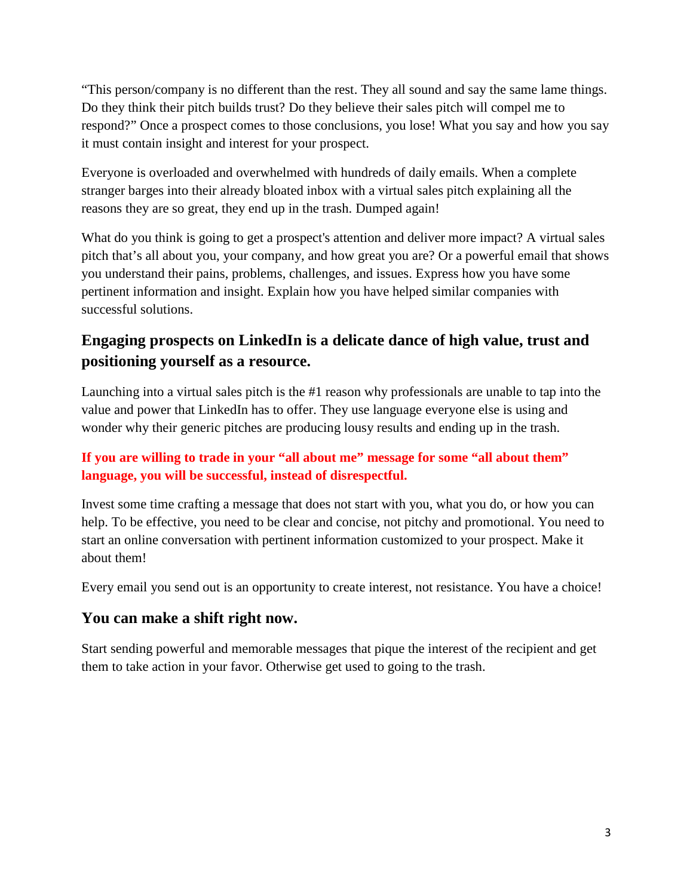"This person/company is no different than the rest. They all sound and say the same lame things. Do they think their pitch builds trust? Do they believe their sales pitch will compel me to respond?" Once a prospect comes to those conclusions, you lose! What you say and how you say it must contain insight and interest for your prospect.

Everyone is overloaded and overwhelmed with hundreds of daily emails. When a complete stranger barges into their already bloated inbox with a virtual sales pitch explaining all the reasons they are so great, they end up in the trash. Dumped again!

What do you think is going to get a prospect's attention and deliver more impact? A virtual sales pitch that's all about you, your company, and how great you are? Or a powerful email that shows you understand their pains, problems, challenges, and issues. Express how you have some pertinent information and insight. Explain how you have helped similar companies with successful solutions.

## Engaging prospects on LinkedIn is a delicate dance of high value, trust and positioning yourself as a resource.

Launching into a virtual sales pitch is the #1 reason why professionals are unable to tap into the value and power that LinkedIn has to offer. They use language everyone else is using and wonder why their generic pitches are producing lousy results and ending up in the trash.

**If you are willing to trade in your "all about me" message for some "all about them" language, you will be successful, instead of disrespectful.**

Invest some time crafting a message that does not start with you, what you do, or how you can help. To be effective, you need to be clear and concise, not pitchy and promotional. You need to start an online conversation with pertinent information customized to your prospect. Make it about them!

Every email you send out is an opportunity to create interest, not resistance. You have a choice!

## You can make a shift right now.

Start sending powerful and memorable messages that pique the interest of the recipient and get them to take action in your favor. Otherwise get used to going to the trash.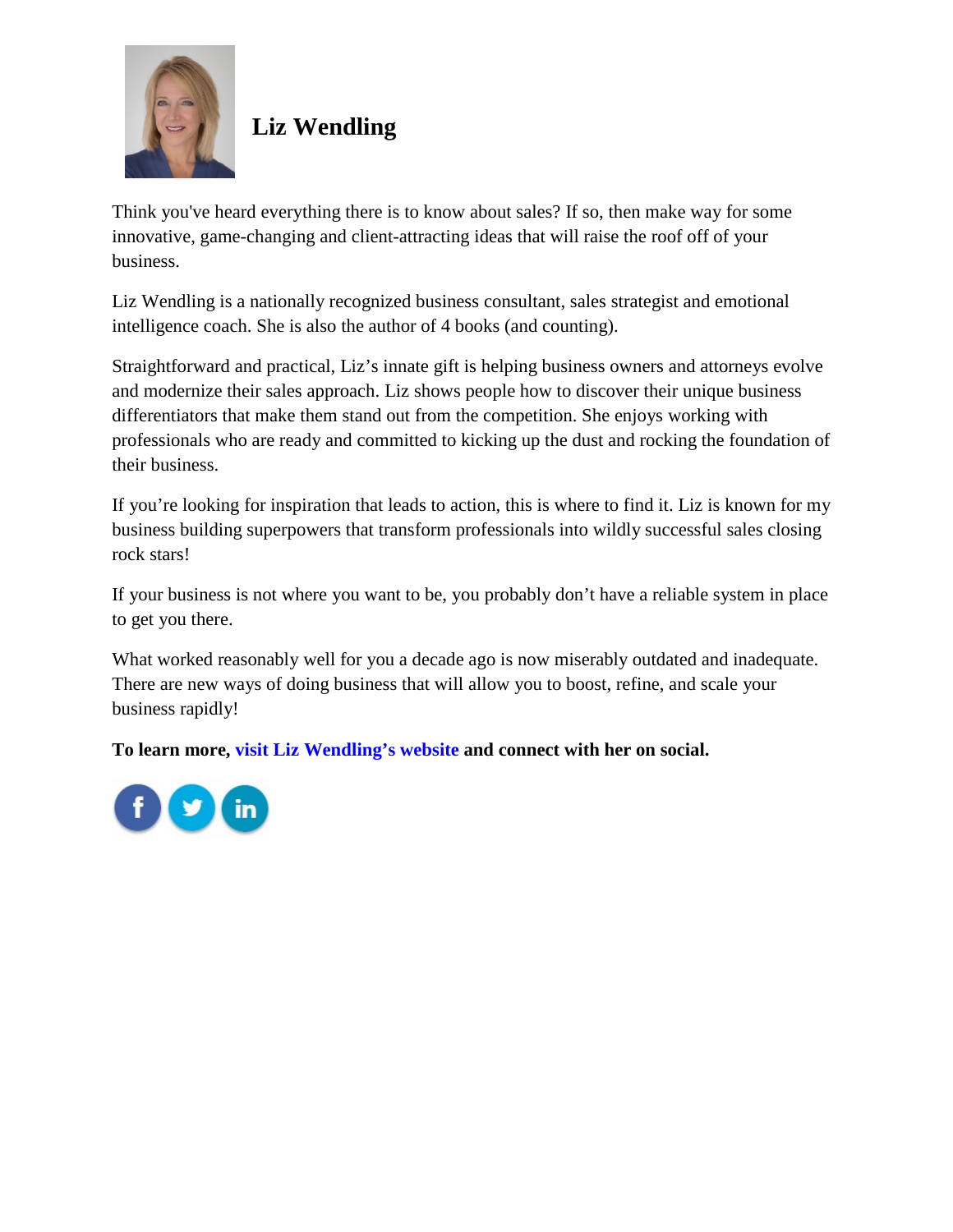## Liz Wendling

Think you've heard everything there is to know about sales? If so, then make way for some innovative, game-changing and client-attracting ideas that will raise the roof off of your business.

Liz Wendling is a nationally recognized business consultant, sales strategist and emotional intelligence coach. She is also the author of 4 books (and counting).

Straightforward and practical, Liz's innate gift is helping business owners and attorneys evolve and modernize their sales approach. Liz shows people how to discover their unique business differentiators that make them stand out from the competition. She enjoys working with professionals who are ready and committed to kicking up the dust and rocking the foundation of their business.

If you're looking for inspiration that leads to action, this is where to find it. Liz is known for my business building superpowers that transform professionals into wildly successful sales closing rock stars!

If your business is not where you want to be, you probably don't have a reliable system in place to get you there.

What worked reasonably well for you a decade ago is now miserably outdated and inadequate. There are new ways of doing business that will allow you to boost, refine, and scale your business rapidly!

**To learn more, visit Liz Wendling's website and connect with her on social.**